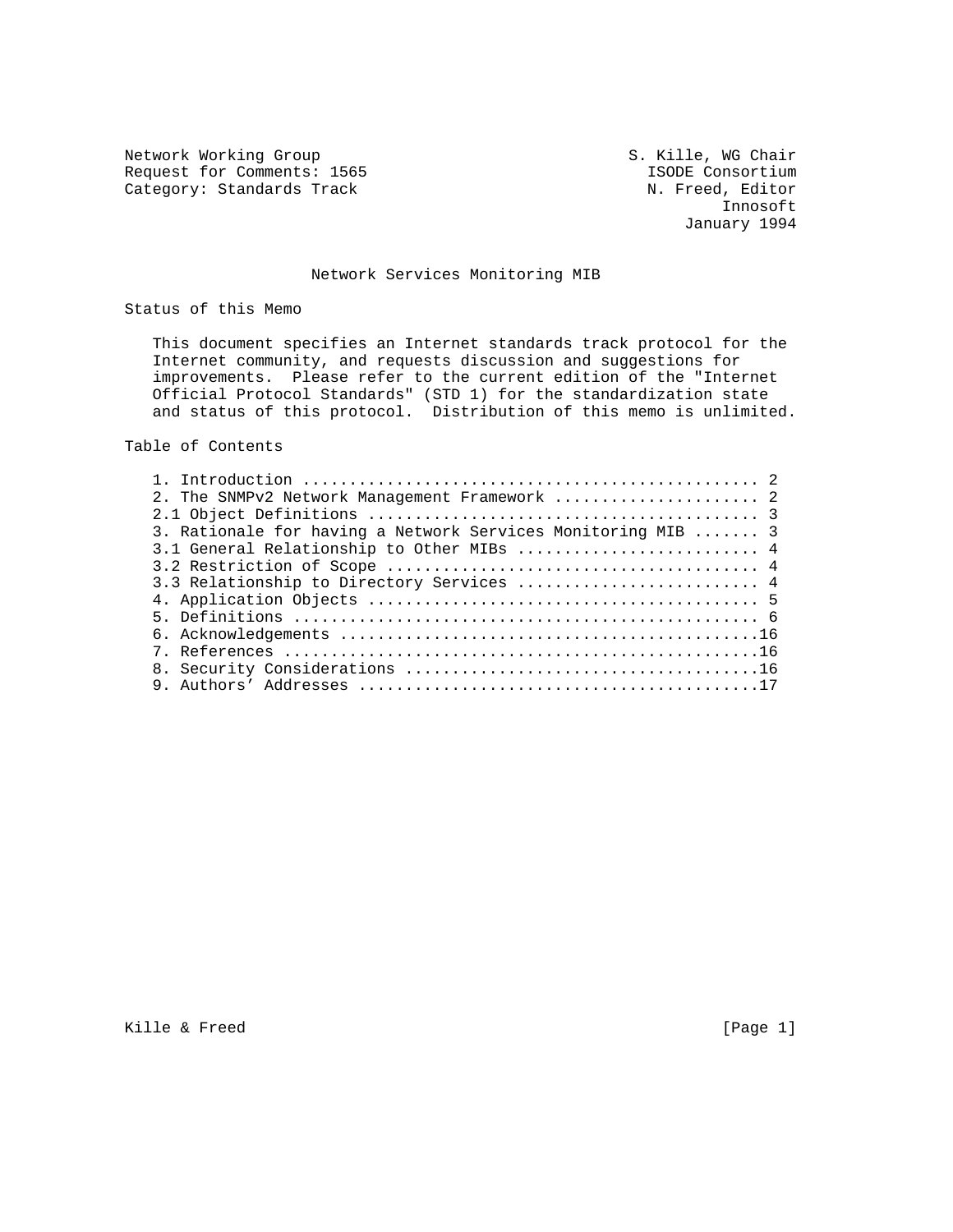Network Working Group S. Kille, WG Chair
Request for Comments: 1565 ISODE Consortium
Category: Standards Track N. Freed, Editor
Innosoft
January 1994

# Network Services Monitoring MIB

## Status of this Memo

This document specifies an Internet standards track protocol for the Internet community, and requests discussion and suggestions for improvements. Please refer to the current edition of the "Internet Official Protocol Standards" (STD 1) for the standardization state and status of this protocol. Distribution of this memo is unlimited.

## Table of Contents

1. Introduction .................................................. 2
2. The SNMPv2 Network Management Framework ...................... 2
2.1 Object Definitions .......................................... 3
3. Rationale for having a Network Services Monitoring MIB ....... 3
3.1 General Relationship to Other MIBs .......................... 4
3.2 Restriction of Scope ........................................ 4
3.3 Relationship to Directory Services .......................... 4
4. Application Objects .......................................... 5
5. Definitions .................................................. 6
6. Acknowledgements ............................................16
7. References ..................................................16
8. Security Considerations .....................................16
9. Authors' Addresses ..........................................17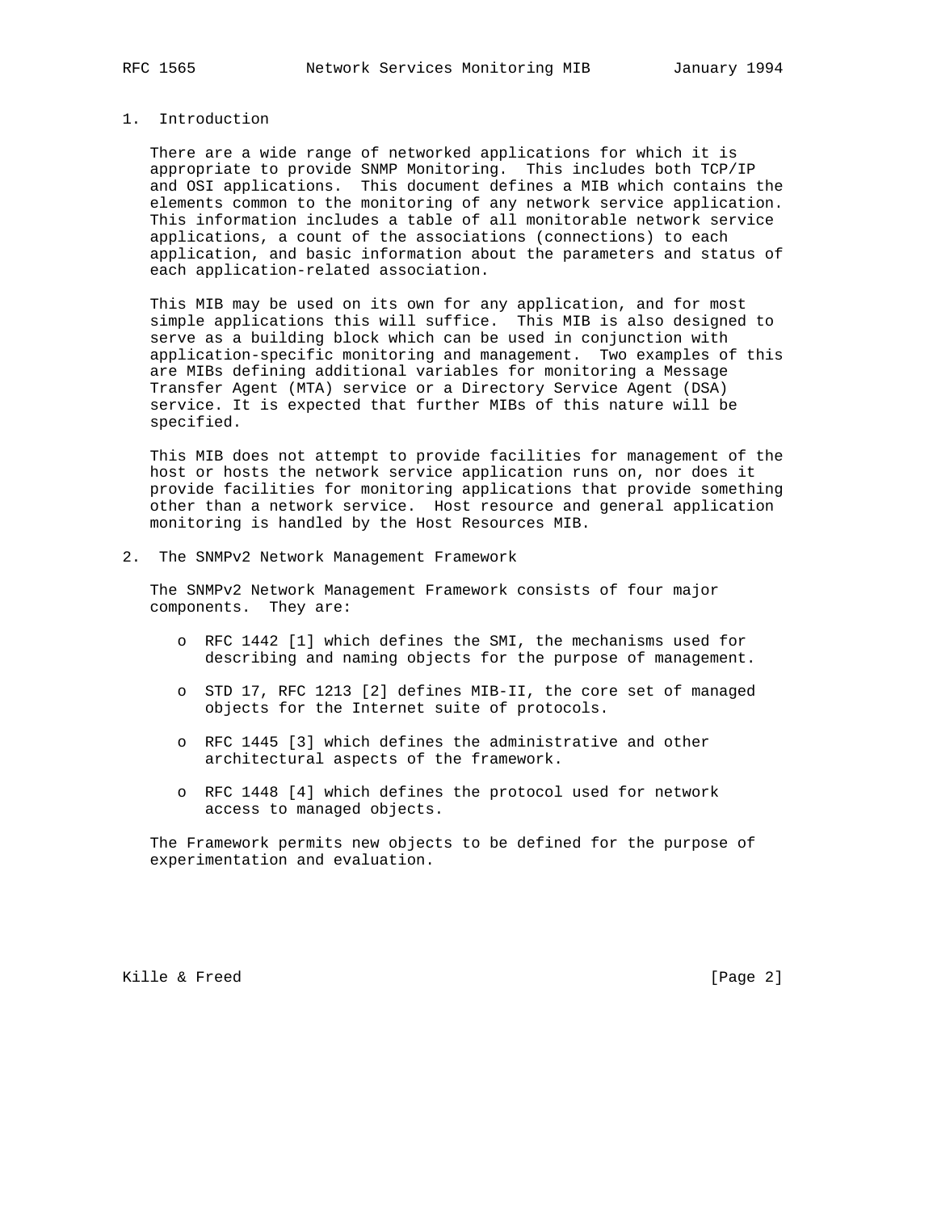## 1. Introduction

There are a wide range of networked applications for which it is appropriate to provide SNMP Monitoring. This includes both TCP/IP and OSI applications. This document defines a MIB which contains the elements common to the monitoring of any network service application. This information includes a table of all monitorable network service applications, a count of the associations (connections) to each application, and basic information about the parameters and status of each application-related association.

This MIB may be used on its own for any application, and for most simple applications this will suffice. This MIB is also designed to serve as a building block which can be used in conjunction with application-specific monitoring and management. Two examples of this are MIBs defining additional variables for monitoring a Message Transfer Agent (MTA) service or a Directory Service Agent (DSA) service. It is expected that further MIBs of this nature will be specified.

This MIB does not attempt to provide facilities for management of the host or hosts the network service application runs on, nor does it provide facilities for monitoring applications that provide something other than a network service. Host resource and general application monitoring is handled by the Host Resources MIB.

## 2. The SNMPv2 Network Management Framework

The SNMPv2 Network Management Framework consists of four major components. They are:

- RFC 1442 [1] which defines the SMI, the mechanisms used for describing and naming objects for the purpose of management.
- STD 17, RFC 1213 [2] defines MIB-II, the core set of managed objects for the Internet suite of protocols.
- RFC 1445 [3] which defines the administrative and other architectural aspects of the framework.
- RFC 1448 [4] which defines the protocol used for network access to managed objects.

The Framework permits new objects to be defined for the purpose of experimentation and evaluation.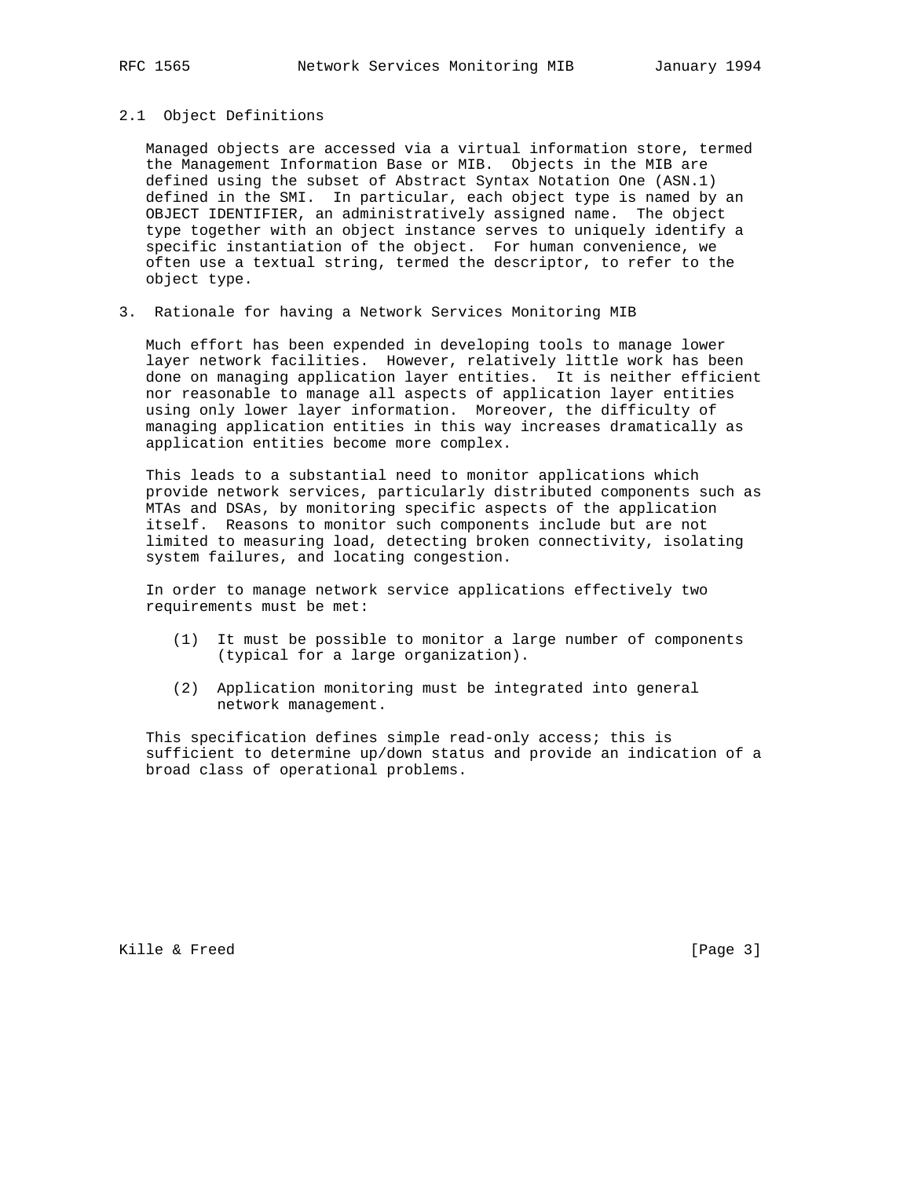## 2.1 Object Definitions

Managed objects are accessed via a virtual information store, termed the Management Information Base or MIB. Objects in the MIB are defined using the subset of Abstract Syntax Notation One (ASN.1) defined in the SMI. In particular, each object type is named by an OBJECT IDENTIFIER, an administratively assigned name. The object type together with an object instance serves to uniquely identify a specific instantiation of the object. For human convenience, we often use a textual string, termed the descriptor, to refer to the object type.

# 3. Rationale for having a Network Services Monitoring MIB

Much effort has been expended in developing tools to manage lower layer network facilities. However, relatively little work has been done on managing application layer entities. It is neither efficient nor reasonable to manage all aspects of application layer entities using only lower layer information. Moreover, the difficulty of managing application entities in this way increases dramatically as application entities become more complex.

This leads to a substantial need to monitor applications which provide network services, particularly distributed components such as MTAs and DSAs, by monitoring specific aspects of the application itself. Reasons to monitor such components include but are not limited to measuring load, detecting broken connectivity, isolating system failures, and locating congestion.

In order to manage network service applications effectively two requirements must be met:

(1) It must be possible to monitor a large number of components (typical for a large organization).

(2) Application monitoring must be integrated into general network management.

This specification defines simple read-only access; this is sufficient to determine up/down status and provide an indication of a broad class of operational problems.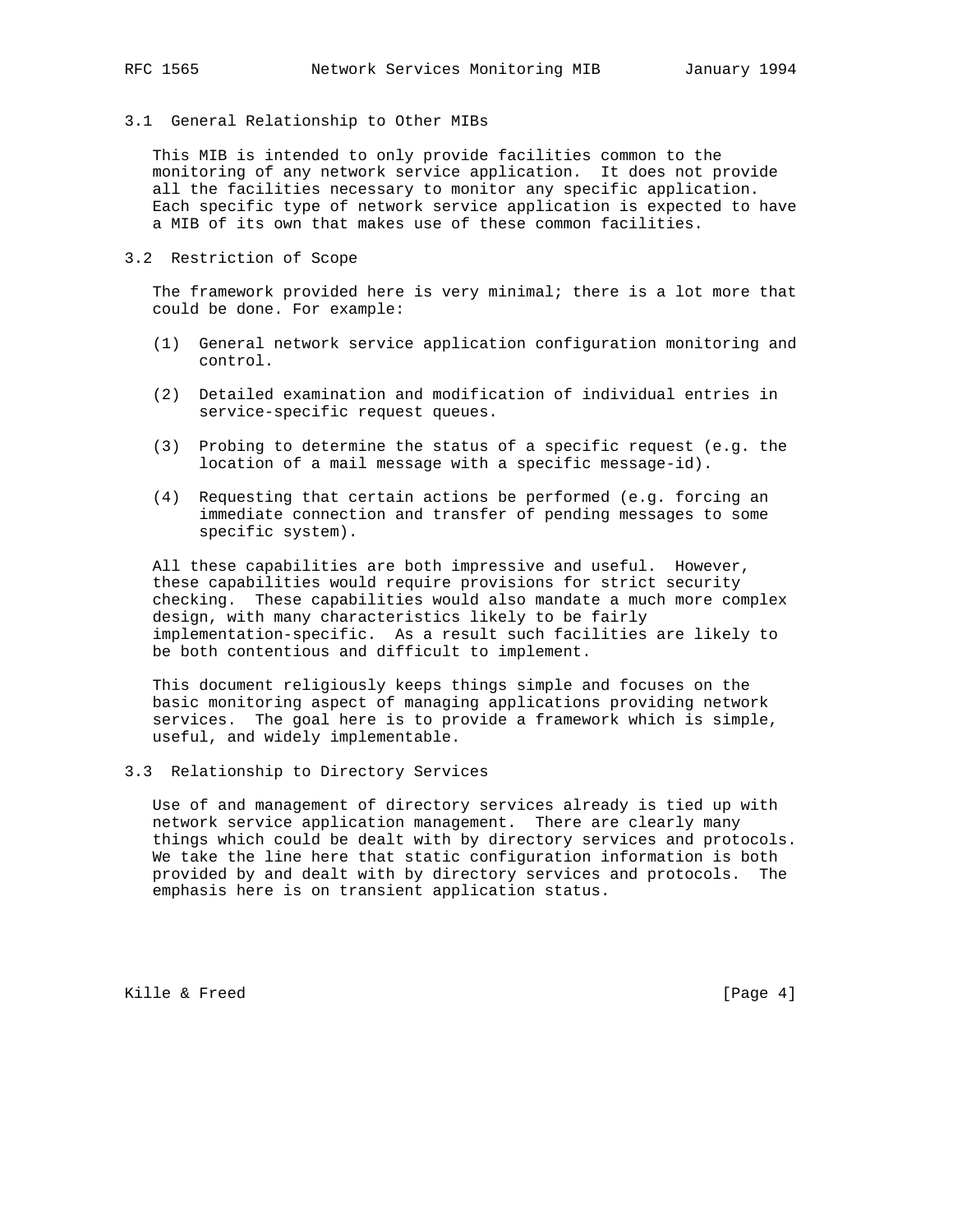### 3.1 General Relationship to Other MIBs

This MIB is intended to only provide facilities common to the monitoring of any network service application. It does not provide all the facilities necessary to monitor any specific application. Each specific type of network service application is expected to have a MIB of its own that makes use of these common facilities.

### 3.2 Restriction of Scope

The framework provided here is very minimal; there is a lot more that could be done. For example:

(1) General network service application configuration monitoring and control.

(2) Detailed examination and modification of individual entries in service-specific request queues.

(3) Probing to determine the status of a specific request (e.g. the location of a mail message with a specific message-id).

(4) Requesting that certain actions be performed (e.g. forcing an immediate connection and transfer of pending messages to some specific system).

All these capabilities are both impressive and useful. However, these capabilities would require provisions for strict security checking. These capabilities would also mandate a much more complex design, with many characteristics likely to be fairly implementation-specific. As a result such facilities are likely to be both contentious and difficult to implement.

This document religiously keeps things simple and focuses on the basic monitoring aspect of managing applications providing network services. The goal here is to provide a framework which is simple, useful, and widely implementable.

### 3.3 Relationship to Directory Services

Use of and management of directory services already is tied up with network service application management. There are clearly many things which could be dealt with by directory services and protocols. We take the line here that static configuration information is both provided by and dealt with by directory services and protocols. The emphasis here is on transient application status.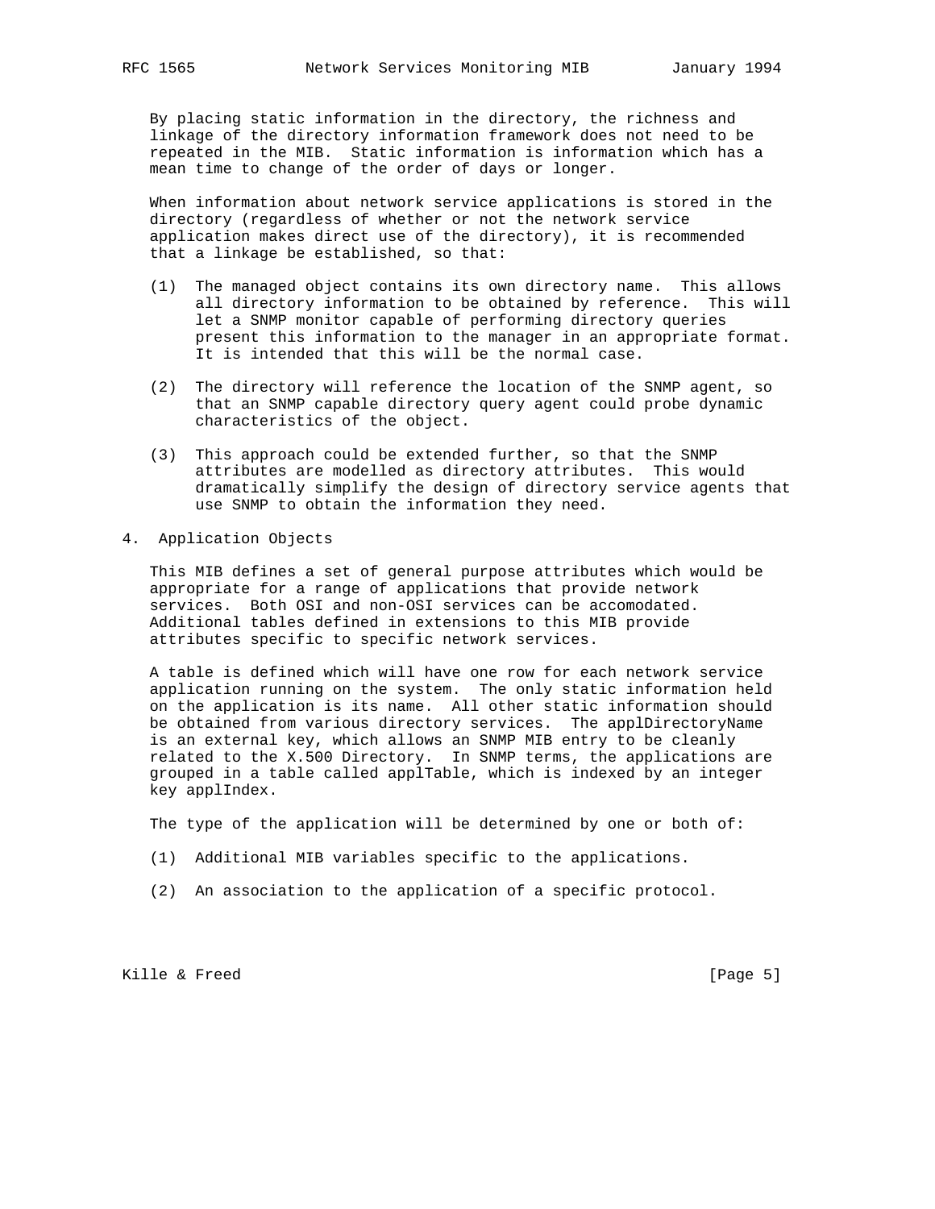By placing static information in the directory, the richness and linkage of the directory information framework does not need to be repeated in the MIB. Static information is information which has a mean time to change of the order of days or longer.

When information about network service applications is stored in the directory (regardless of whether or not the network service application makes direct use of the directory), it is recommended that a linkage be established, so that:

(1) The managed object contains its own directory name. This allows all directory information to be obtained by reference. This will let a SNMP monitor capable of performing directory queries present this information to the manager in an appropriate format. It is intended that this will be the normal case.

(2) The directory will reference the location of the SNMP agent, so that an SNMP capable directory query agent could probe dynamic characteristics of the object.

(3) This approach could be extended further, so that the SNMP attributes are modelled as directory attributes. This would dramatically simplify the design of directory service agents that use SNMP to obtain the information they need.

## 4. Application Objects

This MIB defines a set of general purpose attributes which would be appropriate for a range of applications that provide network services. Both OSI and non-OSI services can be accomodated. Additional tables defined in extensions to this MIB provide attributes specific to specific network services.

A table is defined which will have one row for each network service application running on the system. The only static information held on the application is its name. All other static information should be obtained from various directory services. The applDirectoryName is an external key, which allows an SNMP MIB entry to be cleanly related to the X.500 Directory. In SNMP terms, the applications are grouped in a table called applTable, which is indexed by an integer key applIndex.

The type of the application will be determined by one or both of:

(1) Additional MIB variables specific to the applications.

(2) An association to the application of a specific protocol.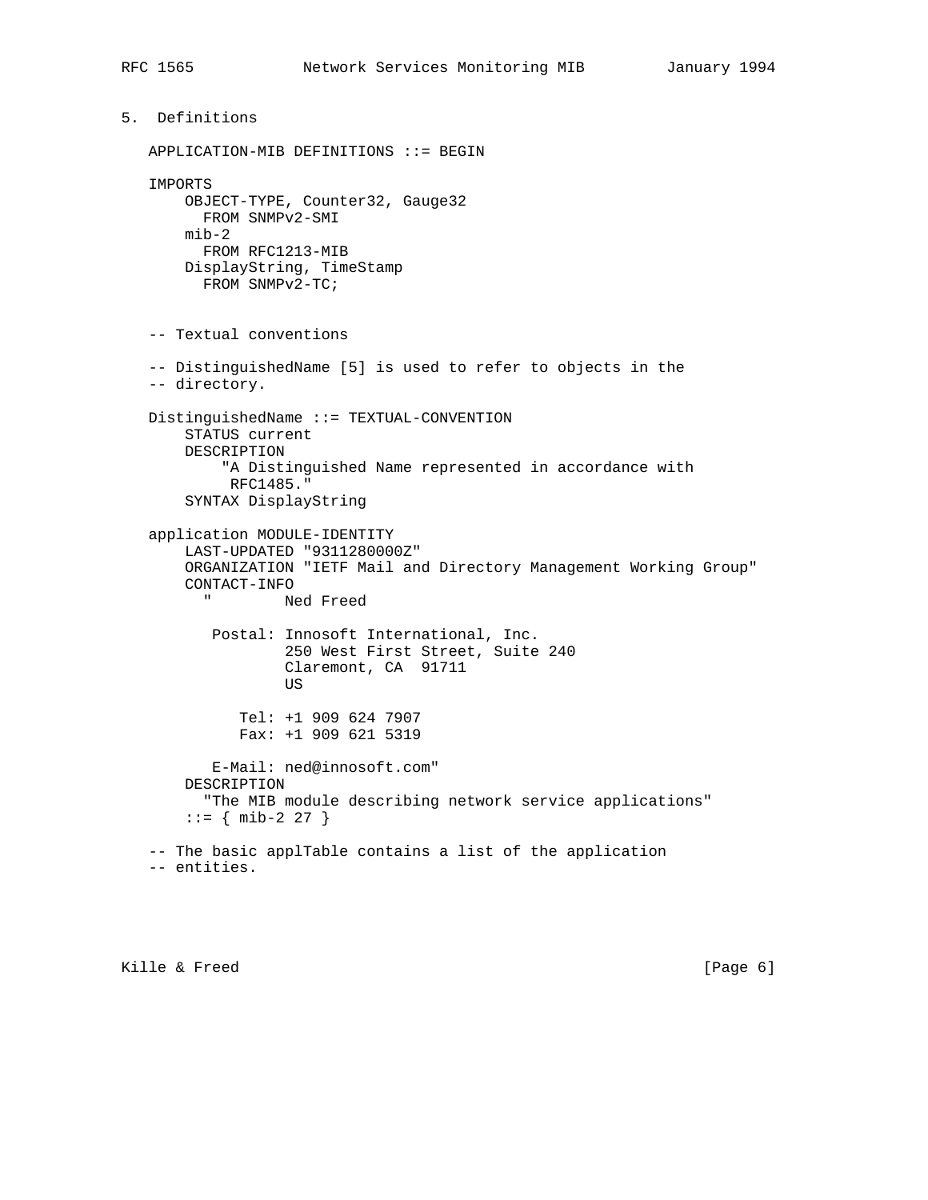## 5. Definitions

```
APPLICATION-MIB DEFINITIONS ::= BEGIN

IMPORTS
    OBJECT-TYPE, Counter32, Gauge32
      FROM SNMPv2-SMI
    mib-2
      FROM RFC1213-MIB
    DisplayString, TimeStamp
      FROM SNMPv2-TC;


-- Textual conventions

-- DistinguishedName [5] is used to refer to objects in the
-- directory.

DistinguishedName ::= TEXTUAL-CONVENTION
    STATUS current
    DESCRIPTION
        "A Distinguished Name represented in accordance with
         RFC1485."
    SYNTAX DisplayString

application MODULE-IDENTITY
    LAST-UPDATED "9311280000Z"
    ORGANIZATION "IETF Mail and Directory Management Working Group"
    CONTACT-INFO
      "        Ned Freed

       Postal: Innosoft International, Inc.
               250 West First Street, Suite 240
               Claremont, CA  91711
               US

          Tel: +1 909 624 7907
          Fax: +1 909 621 5319

       E-Mail: ned@innosoft.com"
    DESCRIPTION
      "The MIB module describing network service applications"
    ::= { mib-2 27 }

-- The basic applTable contains a list of the application
-- entities.
```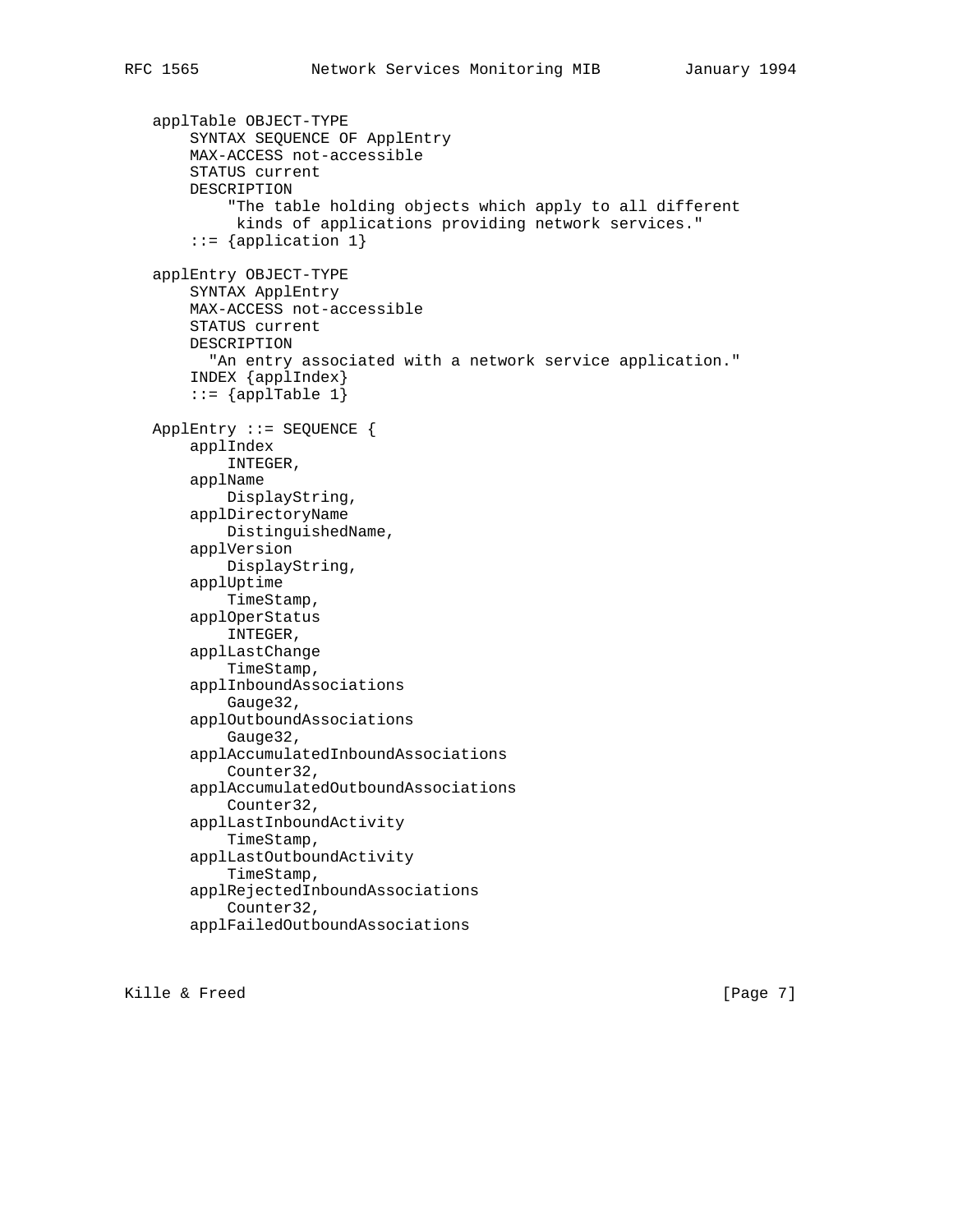```
   applTable OBJECT-TYPE
       SYNTAX SEQUENCE OF ApplEntry
       MAX-ACCESS not-accessible
       STATUS current
       DESCRIPTION
           "The table holding objects which apply to all different
            kinds of applications providing network services."
       ::= {application 1}

   applEntry OBJECT-TYPE
       SYNTAX ApplEntry
       MAX-ACCESS not-accessible
       STATUS current
       DESCRIPTION
         "An entry associated with a network service application."
       INDEX {applIndex}
       ::= {applTable 1}

   ApplEntry ::= SEQUENCE {
       applIndex
           INTEGER,
       applName
           DisplayString,
       applDirectoryName
           DistinguishedName,
       applVersion
           DisplayString,
       applUptime
           TimeStamp,
       applOperStatus
           INTEGER,
       applLastChange
           TimeStamp,
       applInboundAssociations
           Gauge32,
       applOutboundAssociations
           Gauge32,
       applAccumulatedInboundAssociations
           Counter32,
       applAccumulatedOutboundAssociations
           Counter32,
       applLastInboundActivity
           TimeStamp,
       applLastOutboundActivity
           TimeStamp,
       applRejectedInboundAssociations
           Counter32,
       applFailedOutboundAssociations
```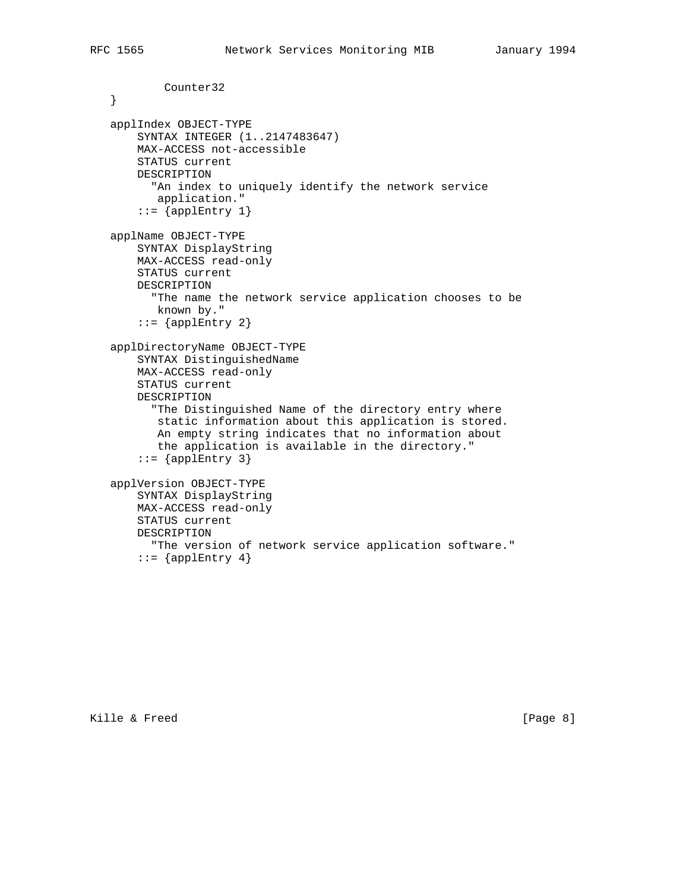```
          Counter32
   }

   applIndex OBJECT-TYPE
       SYNTAX INTEGER (1..2147483647)
       MAX-ACCESS not-accessible
       STATUS current
       DESCRIPTION
         "An index to uniquely identify the network service
          application."
       ::= {applEntry 1}

   applName OBJECT-TYPE
       SYNTAX DisplayString
       MAX-ACCESS read-only
       STATUS current
       DESCRIPTION
         "The name the network service application chooses to be
          known by."
       ::= {applEntry 2}

   applDirectoryName OBJECT-TYPE
       SYNTAX DistinguishedName
       MAX-ACCESS read-only
       STATUS current
       DESCRIPTION
         "The Distinguished Name of the directory entry where
          static information about this application is stored.
          An empty string indicates that no information about
          the application is available in the directory."
       ::= {applEntry 3}

   applVersion OBJECT-TYPE
       SYNTAX DisplayString
       MAX-ACCESS read-only
       STATUS current
       DESCRIPTION
         "The version of network service application software."
       ::= {applEntry 4}
```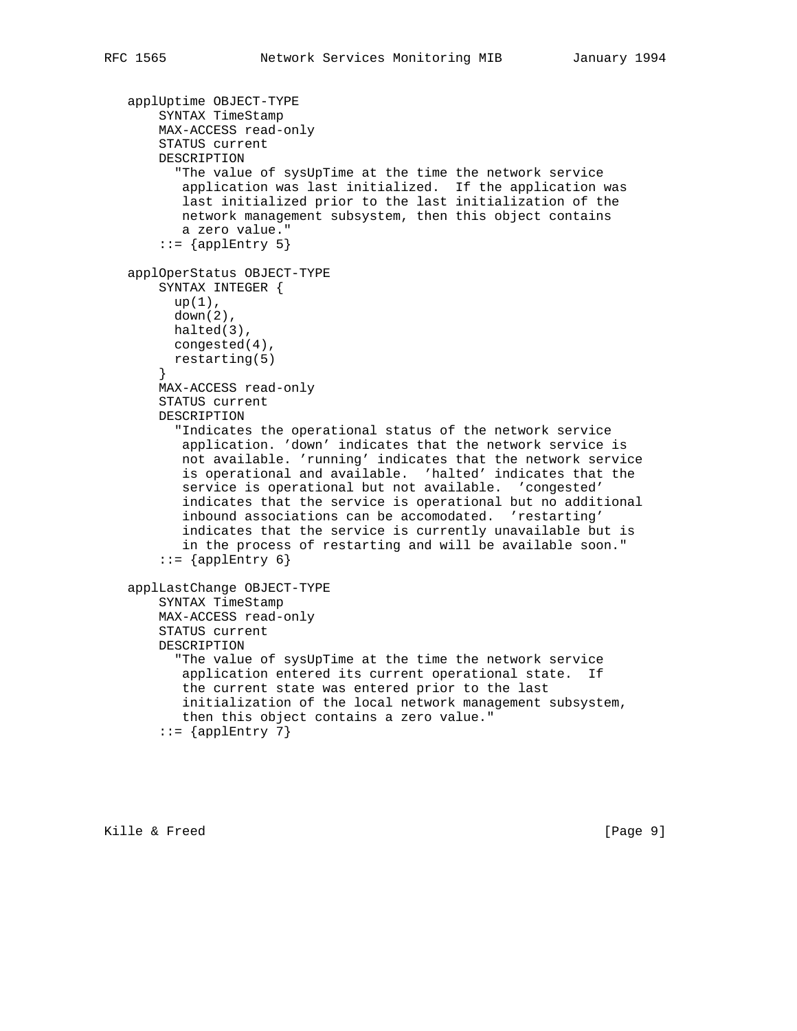```
   applUptime OBJECT-TYPE
       SYNTAX TimeStamp
       MAX-ACCESS read-only
       STATUS current
       DESCRIPTION
         "The value of sysUpTime at the time the network service
          application was last initialized.  If the application was
          last initialized prior to the last initialization of the
          network management subsystem, then this object contains
          a zero value."
       ::= {applEntry 5}

   applOperStatus OBJECT-TYPE
       SYNTAX INTEGER {
         up(1),
         down(2),
         halted(3),
         congested(4),
         restarting(5)
       }
       MAX-ACCESS read-only
       STATUS current
       DESCRIPTION
         "Indicates the operational status of the network service
          application. 'down' indicates that the network service is
          not available. 'running' indicates that the network service
          is operational and available.  'halted' indicates that the
          service is operational but not available.  'congested'
          indicates that the service is operational but no additional
          inbound associations can be accomodated.  'restarting'
          indicates that the service is currently unavailable but is
          in the process of restarting and will be available soon."
       ::= {applEntry 6}

   applLastChange OBJECT-TYPE
       SYNTAX TimeStamp
       MAX-ACCESS read-only
       STATUS current
       DESCRIPTION
         "The value of sysUpTime at the time the network service
          application entered its current operational state.  If
          the current state was entered prior to the last
          initialization of the local network management subsystem,
          then this object contains a zero value."
       ::= {applEntry 7}
```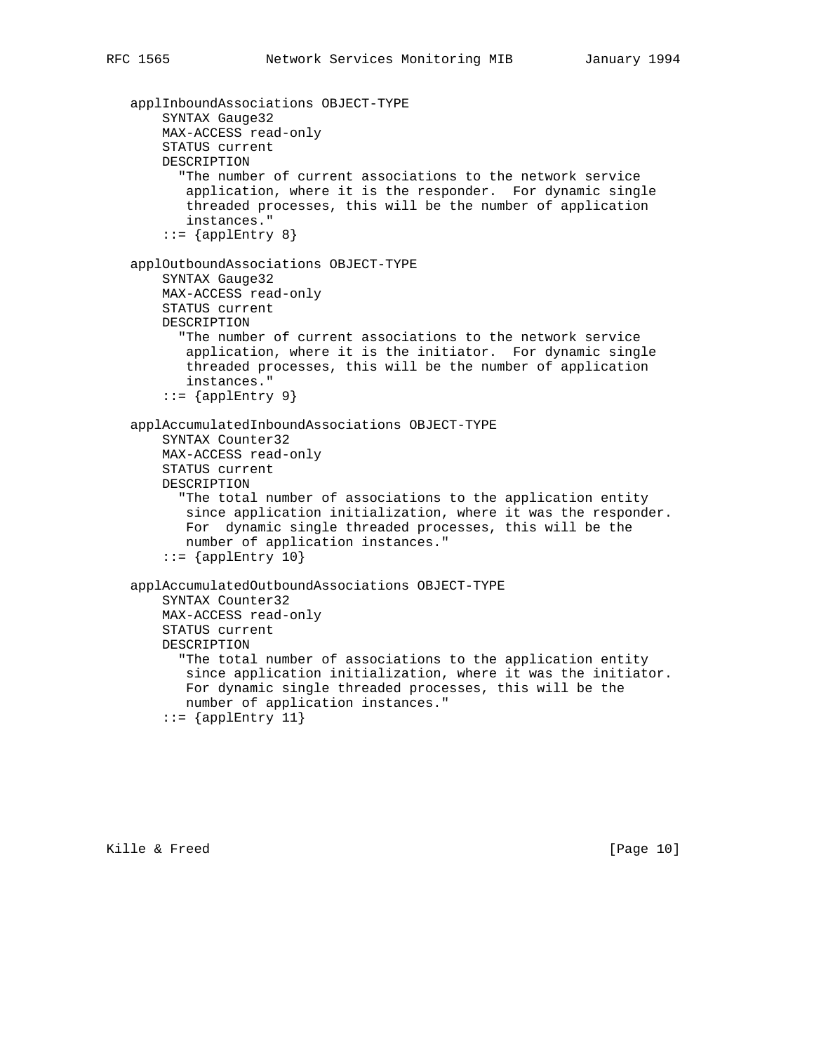```
   applInboundAssociations OBJECT-TYPE
       SYNTAX Gauge32
       MAX-ACCESS read-only
       STATUS current
       DESCRIPTION
         "The number of current associations to the network service
          application, where it is the responder.  For dynamic single
          threaded processes, this will be the number of application
          instances."
       ::= {applEntry 8}

   applOutboundAssociations OBJECT-TYPE
       SYNTAX Gauge32
       MAX-ACCESS read-only
       STATUS current
       DESCRIPTION
         "The number of current associations to the network service
          application, where it is the initiator.  For dynamic single
          threaded processes, this will be the number of application
          instances."
       ::= {applEntry 9}

   applAccumulatedInboundAssociations OBJECT-TYPE
       SYNTAX Counter32
       MAX-ACCESS read-only
       STATUS current
       DESCRIPTION
         "The total number of associations to the application entity
          since application initialization, where it was the responder.
          For  dynamic single threaded processes, this will be the
          number of application instances."
       ::= {applEntry 10}

   applAccumulatedOutboundAssociations OBJECT-TYPE
       SYNTAX Counter32
       MAX-ACCESS read-only
       STATUS current
       DESCRIPTION
         "The total number of associations to the application entity
          since application initialization, where it was the initiator.
          For dynamic single threaded processes, this will be the
          number of application instances."
       ::= {applEntry 11}
```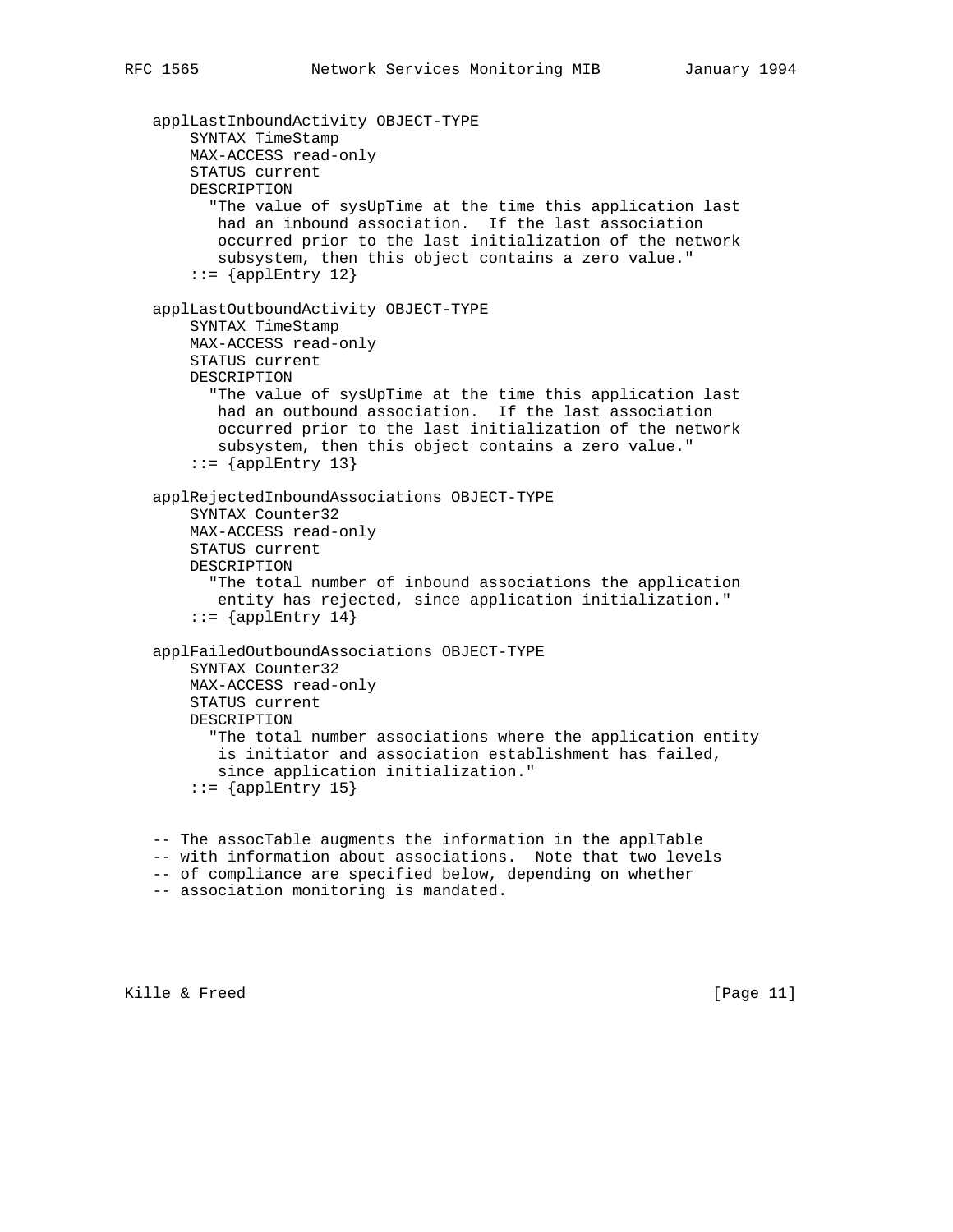```
applLastInboundActivity OBJECT-TYPE
    SYNTAX TimeStamp
    MAX-ACCESS read-only
    STATUS current
    DESCRIPTION
      "The value of sysUpTime at the time this application last
       had an inbound association.  If the last association
       occurred prior to the last initialization of the network
       subsystem, then this object contains a zero value."
    ::= {applEntry 12}

applLastOutboundActivity OBJECT-TYPE
    SYNTAX TimeStamp
    MAX-ACCESS read-only
    STATUS current
    DESCRIPTION
      "The value of sysUpTime at the time this application last
       had an outbound association.  If the last association
       occurred prior to the last initialization of the network
       subsystem, then this object contains a zero value."
    ::= {applEntry 13}

applRejectedInboundAssociations OBJECT-TYPE
    SYNTAX Counter32
    MAX-ACCESS read-only
    STATUS current
    DESCRIPTION
      "The total number of inbound associations the application
       entity has rejected, since application initialization."
    ::= {applEntry 14}

applFailedOutboundAssociations OBJECT-TYPE
    SYNTAX Counter32
    MAX-ACCESS read-only
    STATUS current
    DESCRIPTION
      "The total number associations where the application entity
       is initiator and association establishment has failed,
       since application initialization."
    ::= {applEntry 15}


-- The assocTable augments the information in the applTable
-- with information about associations.  Note that two levels
-- of compliance are specified below, depending on whether
-- association monitoring is mandated.
```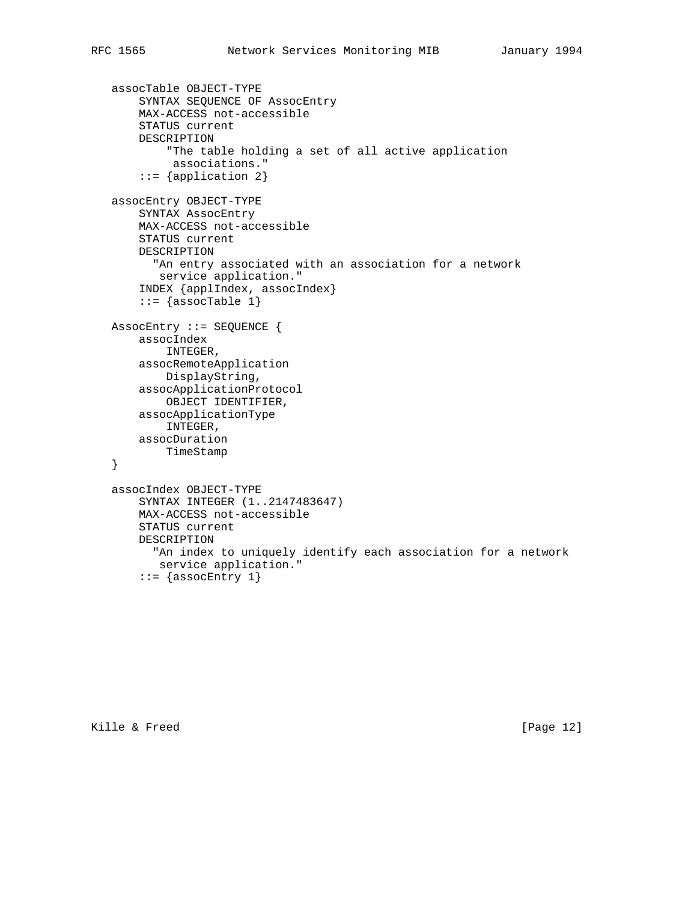```
   assocTable OBJECT-TYPE
       SYNTAX SEQUENCE OF AssocEntry
       MAX-ACCESS not-accessible
       STATUS current
       DESCRIPTION
           "The table holding a set of all active application
            associations."
       ::= {application 2}

   assocEntry OBJECT-TYPE
       SYNTAX AssocEntry
       MAX-ACCESS not-accessible
       STATUS current
       DESCRIPTION
         "An entry associated with an association for a network
          service application."
       INDEX {applIndex, assocIndex}
       ::= {assocTable 1}

   AssocEntry ::= SEQUENCE {
       assocIndex
           INTEGER,
       assocRemoteApplication
           DisplayString,
       assocApplicationProtocol
           OBJECT IDENTIFIER,
       assocApplicationType
           INTEGER,
       assocDuration
           TimeStamp
   }

   assocIndex OBJECT-TYPE
       SYNTAX INTEGER (1..2147483647)
       MAX-ACCESS not-accessible
       STATUS current
       DESCRIPTION
         "An index to uniquely identify each association for a network
          service application."
       ::= {assocEntry 1}
```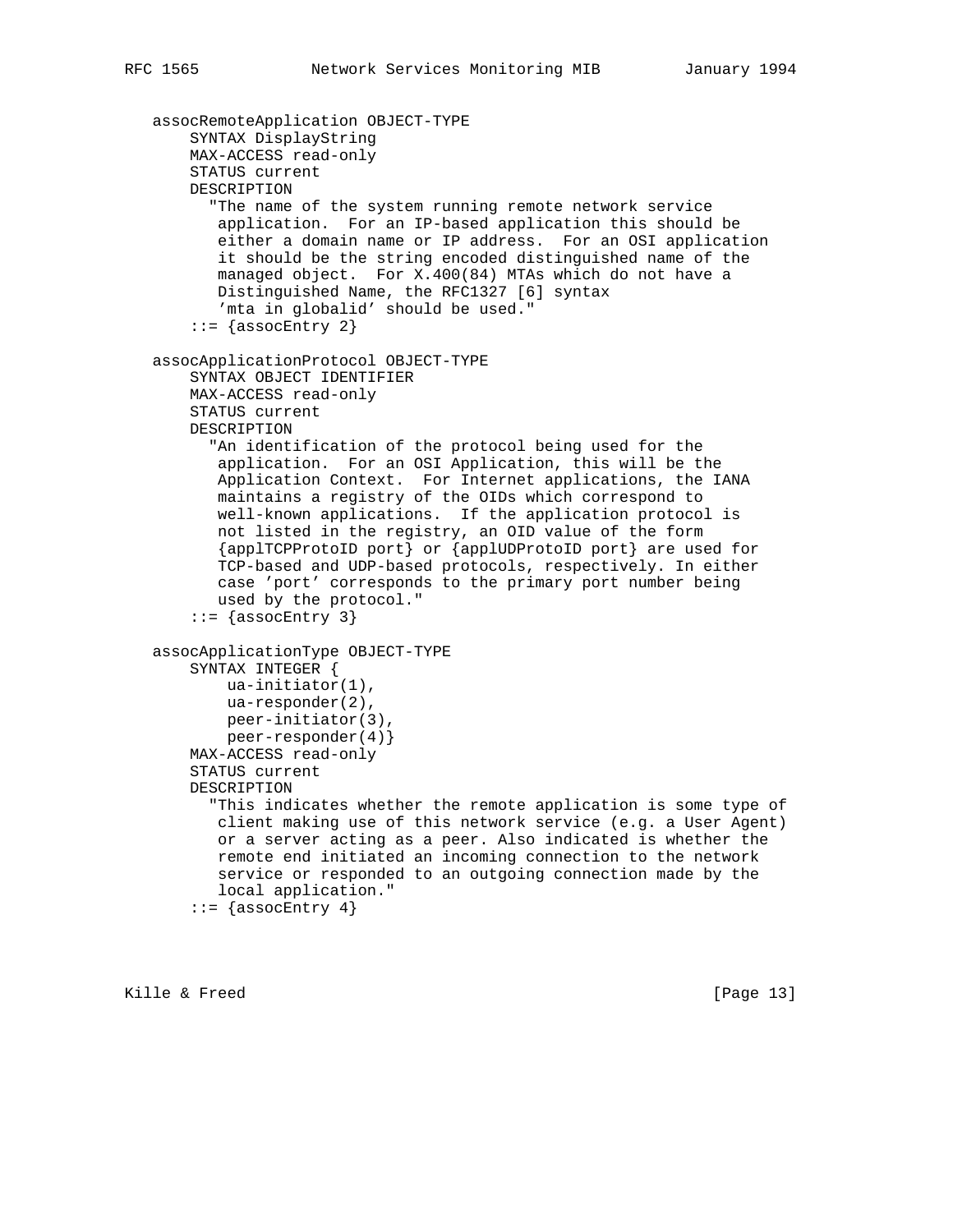```
   assocRemoteApplication OBJECT-TYPE
       SYNTAX DisplayString
       MAX-ACCESS read-only
       STATUS current
       DESCRIPTION
         "The name of the system running remote network service
          application.  For an IP-based application this should be
          either a domain name or IP address.  For an OSI application
          it should be the string encoded distinguished name of the
          managed object.  For X.400(84) MTAs which do not have a
          Distinguished Name, the RFC1327 [6] syntax
          'mta in globalid' should be used."
       ::= {assocEntry 2}

   assocApplicationProtocol OBJECT-TYPE
       SYNTAX OBJECT IDENTIFIER
       MAX-ACCESS read-only
       STATUS current
       DESCRIPTION
         "An identification of the protocol being used for the
          application.  For an OSI Application, this will be the
          Application Context.  For Internet applications, the IANA
          maintains a registry of the OIDs which correspond to
          well-known applications.  If the application protocol is
          not listed in the registry, an OID value of the form
          {applTCPProtoID port} or {applUDProtoID port} are used for
          TCP-based and UDP-based protocols, respectively. In either
          case 'port' corresponds to the primary port number being
          used by the protocol."
       ::= {assocEntry 3}

   assocApplicationType OBJECT-TYPE
       SYNTAX INTEGER {
           ua-initiator(1),
           ua-responder(2),
           peer-initiator(3),
           peer-responder(4)}
       MAX-ACCESS read-only
       STATUS current
       DESCRIPTION
         "This indicates whether the remote application is some type of
          client making use of this network service (e.g. a User Agent)
          or a server acting as a peer. Also indicated is whether the
          remote end initiated an incoming connection to the network
          service or responded to an outgoing connection made by the
          local application."
       ::= {assocEntry 4}
```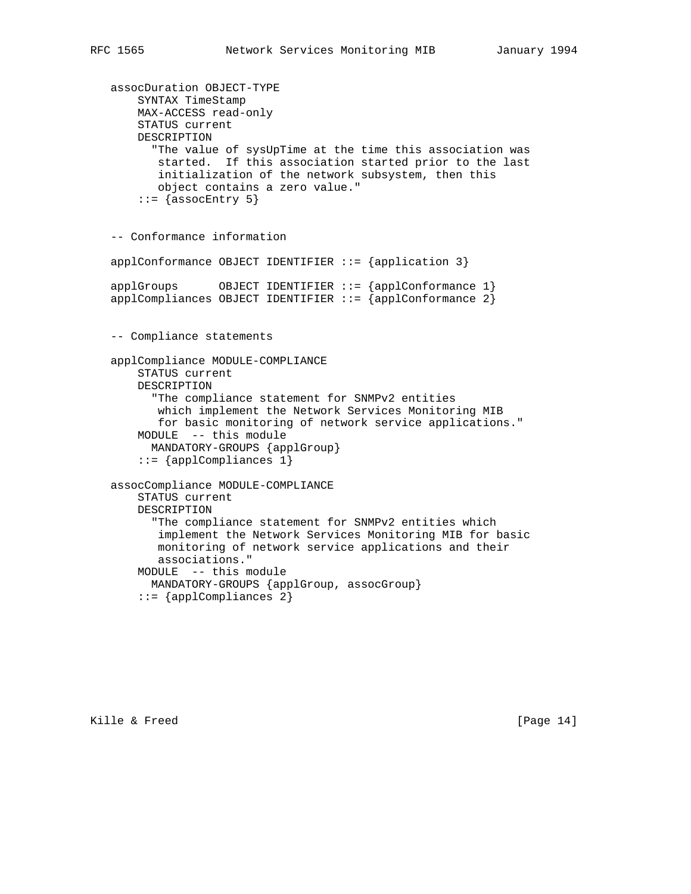```
   assocDuration OBJECT-TYPE
       SYNTAX TimeStamp
       MAX-ACCESS read-only
       STATUS current
       DESCRIPTION
         "The value of sysUpTime at the time this association was
          started.  If this association started prior to the last
          initialization of the network subsystem, then this
          object contains a zero value."
       ::= {assocEntry 5}


   -- Conformance information

   applConformance OBJECT IDENTIFIER ::= {application 3}

   applGroups      OBJECT IDENTIFIER ::= {applConformance 1}
   applCompliances OBJECT IDENTIFIER ::= {applConformance 2}


   -- Compliance statements

   applCompliance MODULE-COMPLIANCE
       STATUS current
       DESCRIPTION
         "The compliance statement for SNMPv2 entities
          which implement the Network Services Monitoring MIB
          for basic monitoring of network service applications."
       MODULE  -- this module
         MANDATORY-GROUPS {applGroup}
       ::= {applCompliances 1}

   assocCompliance MODULE-COMPLIANCE
       STATUS current
       DESCRIPTION
         "The compliance statement for SNMPv2 entities which
          implement the Network Services Monitoring MIB for basic
          monitoring of network service applications and their
          associations."
       MODULE  -- this module
         MANDATORY-GROUPS {applGroup, assocGroup}
       ::= {applCompliances 2}
```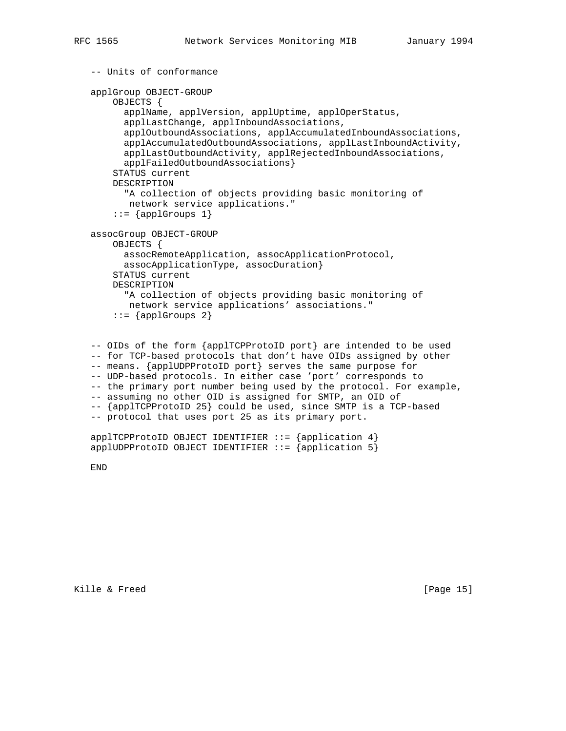```
-- Units of conformance

applGroup OBJECT-GROUP
    OBJECTS {
      applName, applVersion, applUptime, applOperStatus,
      applLastChange, applInboundAssociations,
      applOutboundAssociations, applAccumulatedInboundAssociations,
      applAccumulatedOutboundAssociations, applLastInboundActivity,
      applLastOutboundActivity, applRejectedInboundAssociations,
      applFailedOutboundAssociations}
    STATUS current
    DESCRIPTION
      "A collection of objects providing basic monitoring of
       network service applications."
    ::= {applGroups 1}

assocGroup OBJECT-GROUP
    OBJECTS {
      assocRemoteApplication, assocApplicationProtocol,
      assocApplicationType, assocDuration}
    STATUS current
    DESCRIPTION
      "A collection of objects providing basic monitoring of
       network service applications' associations."
    ::= {applGroups 2}


-- OIDs of the form {applTCPProtoID port} are intended to be used
-- for TCP-based protocols that don't have OIDs assigned by other
-- means. {applUDPProtoID port} serves the same purpose for
-- UDP-based protocols. In either case 'port' corresponds to
-- the primary port number being used by the protocol. For example,
-- assuming no other OID is assigned for SMTP, an OID of
-- {applTCPProtoID 25} could be used, since SMTP is a TCP-based
-- protocol that uses port 25 as its primary port.

applTCPProtoID OBJECT IDENTIFIER ::= {application 4}
applUDPProtoID OBJECT IDENTIFIER ::= {application 5}

END
```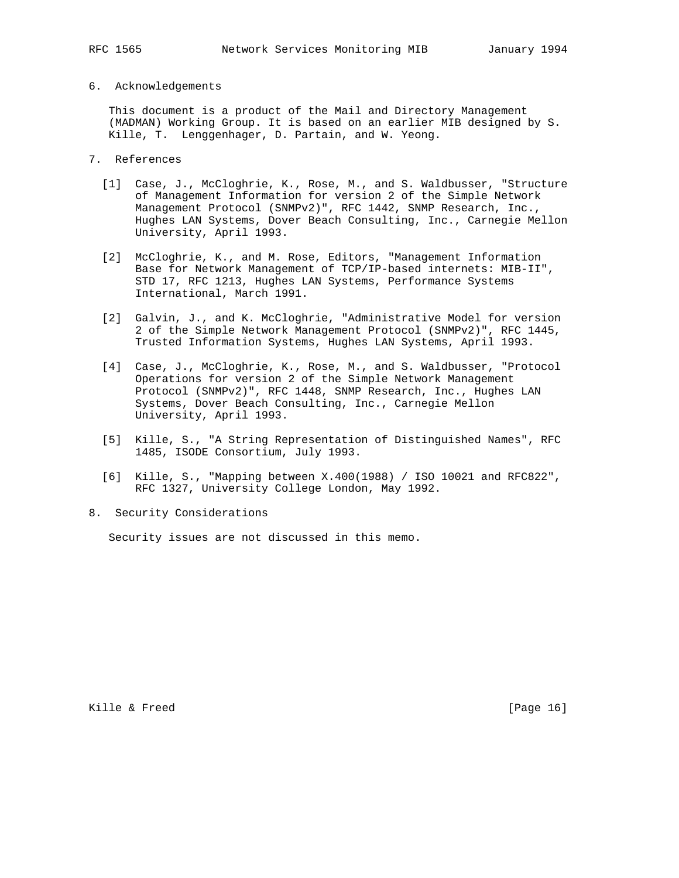## 6. Acknowledgements

This document is a product of the Mail and Directory Management (MADMAN) Working Group. It is based on an earlier MIB designed by S. Kille, T. Lenggenhager, D. Partain, and W. Yeong.

## 7. References

[1] Case, J., McCloghrie, K., Rose, M., and S. Waldbusser, "Structure of Management Information for version 2 of the Simple Network Management Protocol (SNMPv2)", RFC 1442, SNMP Research, Inc., Hughes LAN Systems, Dover Beach Consulting, Inc., Carnegie Mellon University, April 1993.

[2] McCloghrie, K., and M. Rose, Editors, "Management Information Base for Network Management of TCP/IP-based internets: MIB-II", STD 17, RFC 1213, Hughes LAN Systems, Performance Systems International, March 1991.

[2] Galvin, J., and K. McCloghrie, "Administrative Model for version 2 of the Simple Network Management Protocol (SNMPv2)", RFC 1445, Trusted Information Systems, Hughes LAN Systems, April 1993.

[4] Case, J., McCloghrie, K., Rose, M., and S. Waldbusser, "Protocol Operations for version 2 of the Simple Network Management Protocol (SNMPv2)", RFC 1448, SNMP Research, Inc., Hughes LAN Systems, Dover Beach Consulting, Inc., Carnegie Mellon University, April 1993.

[5] Kille, S., "A String Representation of Distinguished Names", RFC 1485, ISODE Consortium, July 1993.

[6] Kille, S., "Mapping between X.400(1988) / ISO 10021 and RFC822", RFC 1327, University College London, May 1992.

## 8. Security Considerations

Security issues are not discussed in this memo.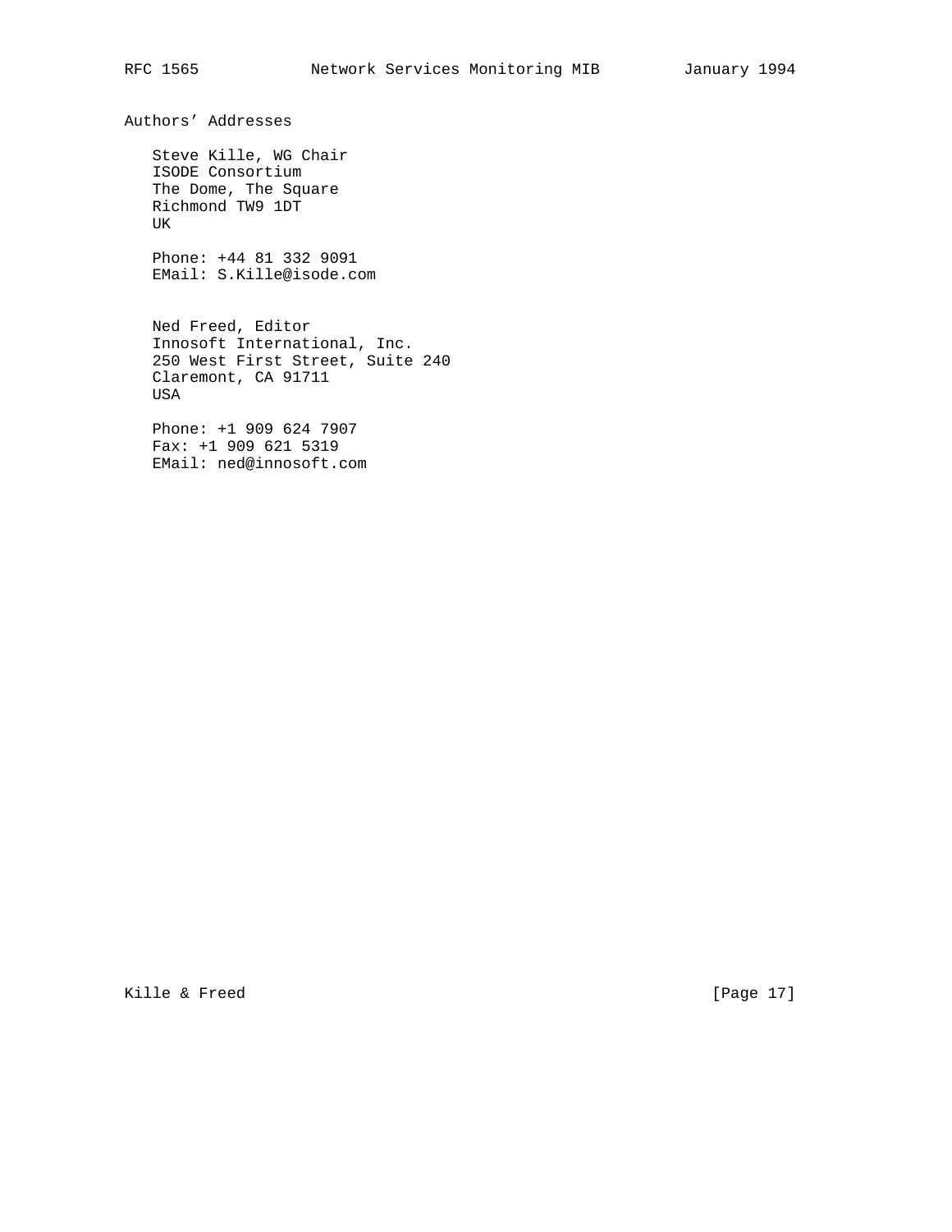## Authors' Addresses

Steve Kille, WG Chair
ISODE Consortium
The Dome, The Square
Richmond TW9 1DT
UK

Phone: +44 81 332 9091
EMail: S.Kille@isode.com

Ned Freed, Editor
Innosoft International, Inc.
250 West First Street, Suite 240
Claremont, CA 91711
USA

Phone: +1 909 624 7907
Fax: +1 909 621 5319
EMail: ned@innosoft.com